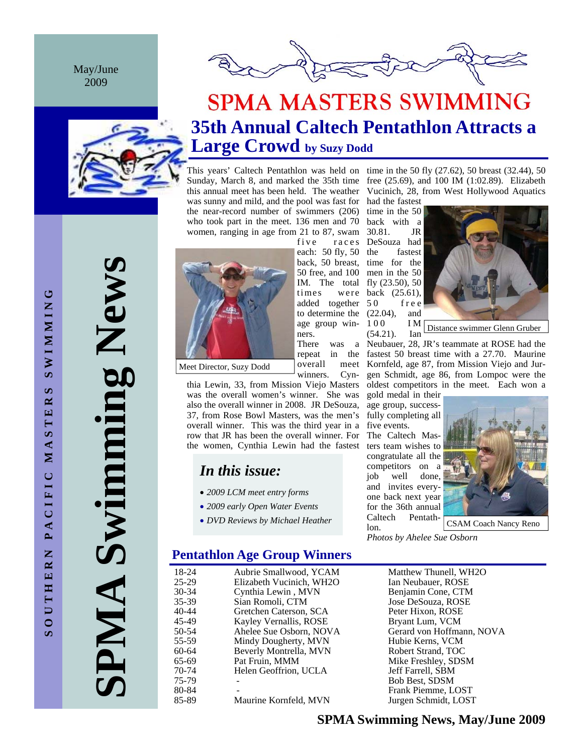May/June 2009

SPMA Swimming News

SOUTHERN PACIFIC MASTERS SWIMMING

# SPMA MASTERS SWIMMING

## 35th Annual Caltech Pentathlon Attracts a Large Crowd by Suzy Dodd

This years' Caltech Pentathlon was held on Sunday, March 8, and marked the 35th time this annual meet has been held. The weather was sunny and mild, and the pool was fast for the near-record number of swimmers (206) who took part in the meet. 136 men and 70 women, ranging in age from 21 to 87, swam five races each: 50 fly, 50 back, 50 breast, 50 free, and 100 IM. The total times were added together to determine the age group winners.

Meet Director, Suzy Dodd

There was a repeat in the overall meet winners. Cynthia Lewin, 33, from Mission Viejo Masters was the overall women's winner. She was also the overall winner in 2008. JR DeSouza, 37, from Rose Bowl Masters, was the men's overall winner. This was the third year in a row that JR has been the overall winner. For the women, Cynthia Lewin had the fastest time in the 50 fly (27.62), 50 breast (32.44), 50 free (25.69), and 100 IM (1:02.89). Elizabeth Vucinich, 28, from West Hollywood Aquatics had the fastest time in the 50 back with a 30.81. JR DeSouza had the fastest time for the men in the 50 fly (23.50), 50 back (25.61), 50 free (22.04), and 100 IM (54.21). Ian Neubauer, 28, JR's teammate at ROSE had the fastest 50 breast time with a 27.70. Maurine Kornfeld, age 87, from Mission Viejo and Jurgen Schmidt, age 86, from Lompoc were the oldest competitors in the meet. Each won a gold medal in their age group, successfully completing all five events.

Distance swimmer Glenn Gruber

The Caltech Masters team wishes to congratulate all the competitors on a job well done, and invites everyone back next year for the 36th annual Caltech Pentathlon.

CSAM Coach Nancy Reno

*Photos by Ahelee Sue Osborn*

### *In this issue:*

- *2009 LCM meet entry forms*
- *2009 early Open Water Events*
- *DVD Reviews by Michael Heather*

## Pentathlon Age Group Winners

| Age Group | Women | Men |
|---|---|---|
| 18-24 | Aubrie Smallwood, YCAM | Matthew Thunell, WH2O |
| 25-29 | Elizabeth Vucinich, WH2O | Ian Neubauer, ROSE |
| 30-34 | Cynthia Lewin , MVN | Benjamin Cone, CTM |
| 35-39 | Sian Romoli, CTM | Jose DeSouza, ROSE |
| 40-44 | Gretchen Caterson, SCA | Peter Hixon, ROSE |
| 45-49 | Kayley Vernallis, ROSE | Bryant Lum, VCM |
| 50-54 | Ahelee Sue Osborn, NOVA | Gerard von Hoffmann, NOVA |
| 55-59 | Mindy Dougherty, MVN | Hubie Kerns, VCM |
| 60-64 | Beverly Montrella, MVN | Robert Strand, TOC |
| 65-69 | Pat Fruin, MMM | Mike Freshley, SDSM |
| 70-74 | Helen Geoffrion, UCLA | Jeff Farrell, SBM |
| 75-79 | - | Bob Best, SDSM |
| 80-84 | - | Frank Piemme, LOST |
| 85-89 | Maurine Kornfeld, MVN | Jurgen Schmidt, LOST |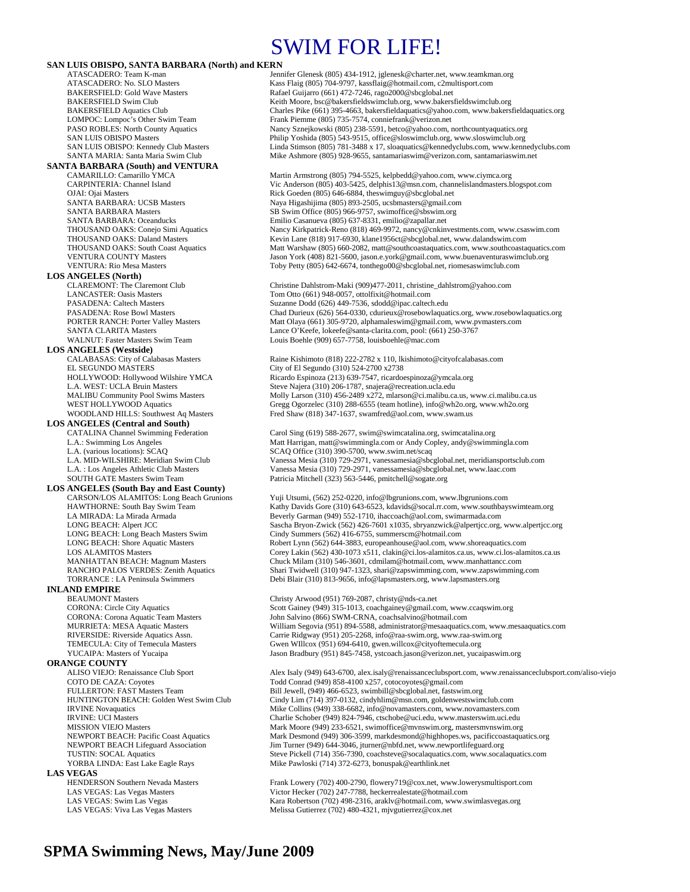# SWIM FOR LIFE!

**SAN LUIS OBISPO, SANTA BARBARA (North) and KERN**

| | |
|---|---|
| ATASCADERO: Team K-man | Jennifer Glenesk (805) 434-1912, jglenesk@charter.net, www.teamkman.org |
| ATASCADERO: No. SLO Masters | Kass Flaig (805) 704-9797, kassflaig@hotmail.com, c2multisport.com |
| BAKERSFIELD: Gold Wave Masters | Rafael Guijarro (661) 472-7246, rago2000@sbcglobal.net |
| BAKERSFIELD Swim Club | Keith Moore, bsc@bakersfieldswimclub.org, www.bakersfieldswimclub.org |
| BAKERSFIELD Aquatics Club | Charles Pike (661) 395-4663, bakersfieldaquatics@yahoo.com, www.bakersfieldaquatics.org |
| LOMPOC: Lompoc's Other Swim Team | Frank Piemme (805) 735-7574, conniefrank@verizon.net |
| PASO ROBLES: North County Aquatics | Nancy Sznejkowski (805) 238-5591, betco@yahoo.com, northcountyaquatics.org |
| SAN LUIS OBISPO Masters | Philip Yoshida (805) 543-9515, office@sloswimclub.org, www.sloswimclub.org |
| SAN LUIS OBISPO: Kennedy Club Masters | Linda Stimson (805) 781-3488 x 17, sloaquatics@kennedyclubs.com, www.kennedyclubs.com |
| SANTA MARIA: Santa Maria Swim Club | Mike Ashmore (805) 928-9655, santamariaswim@verizon.com, santamariaswim.net |

**SANTA BARBARA (South) and VENTURA**

| | |
|---|---|
| CAMARILLO: Camarillo YMCA | Martin Armstrong (805) 794-5525, kelpbedd@yahoo.com, www.ciymca.org |
| CARPINTERIA: Channel Island | Vic Anderson (805) 403-5425, delphis13@msn.com, channelislandmasters.blogspot.com |
| OJAI: Ojai Masters | Rick Goeden (805) 646-6884, theswimguy@sbcglobal.net |
| SANTA BARBARA: UCSB Masters | Naya Higashijima (805) 893-2505, ucsbmasters@gmail.com |
| SANTA BARBARA Masters | SB Swim Office (805) 966-9757, swimoffice@sbswim.org |
| SANTA BARBARA: Oceanducks | Emilio Casanueva (805) 637-8331, emilio@zapallar.net |
| THOUSAND OAKS: Conejo Simi Aquatics | Nancy Kirkpatrick-Reno (818) 469-9972, nancy@cnkinvestments.com, www.csaswim.com |
| THOUSAND OAKS: Daland Masters | Kevin Lane (818) 917-6930, klane1956ct@sbcglobal.net, www.dalandswim.com |
| THOUSAND OAKS: South Coast Aquatics | Matt Warshaw (805) 660-2082, matt@southcoastaquatics.com, www.southcoastaquatics.com |
| VENTURA COUNTY Masters | Jason York (408) 821-5600, jason.e.york@gmail.com, www.buenaventuraswimclub.org |
| VENTURA: Rio Mesa Masters | Toby Petty (805) 642-6674, tonthego00@sbcglobal.net, riomesaswimclub.com |

**LOS ANGELES (North)**

| | |
|---|---|
| CLAREMONT: The Claremont Club | Christine Dahlstrom-Maki (909)477-2011, christine_dahlstrom@yahoo.com |
| LANCASTER: Oasis Masters | Tom Otto (661) 948-0057, ottolfixit@hotmail.com |
| PASADENA: Caltech Masters | Suzanne Dodd (626) 449-7536, sdodd@ipac.caltech.edu |
| PASADENA: Rose Bowl Masters | Chad Durieux (626) 564-0330, cdurieux@rosebowlaquatics.org, www.rosebowlaquatics.org |
| PORTER RANCH: Porter Valley Masters | Matt Olaya (661) 305-9720, alphamaleswim@gmail.com, www.pvmasters.com |
| SANTA CLARITA Masters | Lance O'Keefe, lokeefe@santa-clarita.com, pool: (661) 250-3767 |
| WALNUT: Faster Masters Swim Team | Louis Boehle (909) 657-7758, louisboehle@mac.com |

**LOS ANGELES (Westside)**

| | |
|---|---|
| CALABASAS: City of Calabasas Masters | Raine Kishimoto (818) 222-2782 x 110, lkishimoto@cityofcalabasas.com |
| EL SEGUNDO MASTERS | City of El Segundo (310) 524-2700 x2738 |
| HOLLYWOOD: Hollywood Wilshire YMCA | Ricardo Espinoza (213) 639-7547, ricardoespinoza@ymcala.org |
| L.A. WEST: UCLA Bruin Masters | Steve Najera (310) 206-1787, snajera@recreation.ucla.edu |
| MALIBU Community Pool Swims Masters | Molly Larson (310) 456-2489 x272, mlarson@ci.malibu.ca.us, www.ci.malibu.ca.us |
| WEST HOLLYWOOD Aquatics | Gregg Ogorzelec (310) 288-6555 (team hotline), info@wh2o.org, www.wh2o.org |
| WOODLAND HILLS: Southwest Aq Masters | Fred Shaw (818) 347-1637, swamfred@aol.com, www.swam.us |

**LOS ANGELES (Central and South)**

| | |
|---|---|
| CATALINA Channel Swimming Federation | Carol Sing (619) 588-2677, swim@swimcatalina.org, swimcatalina.org |
| L.A.: Swimming Los Angeles | Matt Harrigan, matt@swimmingla.com or Andy Copley, andy@swimmingla.com |
| L.A. (various locations): SCAQ | SCAQ Office (310) 390-5700, www.swim.net/scaq |
| L.A. MID-WILSHIRE: Meridian Swim Club | Vanessa Mesia (310) 729-2971, vanessamesia@sbcglobal.net, meridiansportsclub.com |
| L.A. : Los Angeles Athletic Club Masters | Vanessa Mesia (310) 729-2971, vanessamesia@sbcglobal.net, www.laac.com |
| SOUTH GATE Masters Swim Team | Patricia Mitchell (323) 563-5446, pmitchell@sogate.org |

**LOS ANGELES (South Bay and East County)**

| | |
|---|---|
| CARSON/LOS ALAMITOS: Long Beach Grunions | Yuji Utsumi, (562) 252-0220, info@lbgrunions.com, www.lbgrunions.com |
| HAWTHORNE: South Bay Swim Team | Kathy Davids Gore (310) 643-6523, kdavids@socal.rr.com, www.southbayswimteam.org |
| LA MIRADA: La Mirada Armada | Beverly Garman (949) 552-1710, ihaccoach@aol.com, swimarmada.com |
| LONG BEACH: Alpert JCC | Sascha Bryon-Zwick (562) 426-7601 x1035, sbryanzwick@alpertjcc.org, www.alpertjcc.org |
| LONG BEACH: Long Beach Masters Swim | Cindy Summers (562) 416-6755, summerscm@hotmail.com |
| LONG BEACH: Shore Aquatic Masters | Robert Lynn (562) 644-3883, europeanhouse@aol.com, www.shoreaquatics.com |
| LOS ALAMITOS Masters | Corey Lakin (562) 430-1073 x511, clakin@ci.los-alamitos.ca.us, www.ci.los-alamitos.ca.us |
| MANHATTAN BEACH: Magnum Masters | Chuck Milam (310) 546-3601, cdmilam@hotmail.com, www.manhattancc.com |
| RANCHO PALOS VERDES: Zenith Aquatics | Shari Twidwell (310) 947-1323, shari@zapswimming.com, www.zapswimming.com |
| TORRANCE : LA Peninsula Swimmers | Debi Blair (310) 813-9656, info@lapsmasters.org, www.lapsmasters.org |

**INLAND EMPIRE**

| | |
|---|---|
| BEAUMONT Masters | Christy Arwood (951) 769-2087, christy@nds-ca.net |
| CORONA: Circle City Aquatics | Scott Gainey (949) 315-1013, coachgainey@gmail.com, www.ccaqswim.org |
| CORONA: Corona Aquatic Team Masters | John Salvino (866) SWM-CRNA, coachsalvino@hotmail.com |
| MURRIETA: MESA Aquatic Masters | William Segovia (951) 894-5588, administrator@mesaaquatics.com, www.mesaaquatics.com |
| RIVERSIDE: Riverside Aquatics Assn. | Carrie Ridgway (951) 205-2268, info@raa-swim.org, www.raa-swim.org |
| TEMECULA: City of Temecula Masters | Gwen WIllcox (951) 694-6410, gwen.willcox@cityoftemecula.org |
| YUCAIPA: Masters of Yucaipa | Jason Bradbury (951) 845-7458, ystcoach.jason@verizon.net, yucaipaswim.org |

**ORANGE COUNTY**

| | |
|---|---|
| ALISO VIEJO: Renaissance Club Sport | Alex Isaly (949) 643-6700, alex.isaly@renaissanceclubsport.com, www.renaissanceclubsport.com/aliso-viejo |
| COTO DE CAZA: Coyotes | Todd Conrad (949) 858-4100 x257, cotocoyotes@gmail.com |
| FULLERTON: FAST Masters Team | Bill Jewell, (949) 466-6523, swimbill@sbcglobal.net, fastswim.org |
| HUNTINGTON BEACH: Golden West Swim Club | Cindy Lim (714) 397-0132, cindyhlim@msn.com, goldenwestswimclub.com |
| IRVINE Novaquatics | Mike Collins (949) 338-6682, info@novamasters.com, www.novamasters.com |
| IRVINE: UCI Masters | Charlie Schober (949) 824-7946, ctschobe@uci.edu, www.masterswim.uci.edu |
| MISSION VIEJO Masters | Mark Moore (949) 233-6521, swimoffice@mvnswim.org, mastersmvnswim.org |
| NEWPORT BEACH: Pacific Coast Aquatics | Mark Desmond (949) 306-3599, markdesmond@highhopes.ws, pacificcoastaquatics.org |
| NEWPORT BEACH Lifeguard Association | Jim Turner (949) 644-3046, jturner@nbfd.net, www.newportlifeguard.org |
| TUSTIN: SOCAL Aquatics | Steve Pickell (714) 356-7390, coachsteve@socalaquatics.com, www.socalaquatics.com |
| YORBA LINDA: East Lake Eagle Rays | Mike Pawloski (714) 372-6273, bonuspak@earthlink.net |

**LAS VEGAS**

| | |
|---|---|
| HENDERSON Southern Nevada Masters | Frank Lowery (702) 400-2790, flowery719@cox.net, www.lowerysmultisport.com |
| LAS VEGAS: Las Vegas Masters | Victor Hecker (702) 247-7788, heckerrealestate@hotmail.com |
| LAS VEGAS: Swim Las Vegas | Kara Robertson (702) 498-2316, araklv@hotmail.com, www.swimlasvegas.org |
| LAS VEGAS: Viva Las Vegas Masters | Melissa Gutierrez (702) 480-4321, mjvgutierrez@cox.net |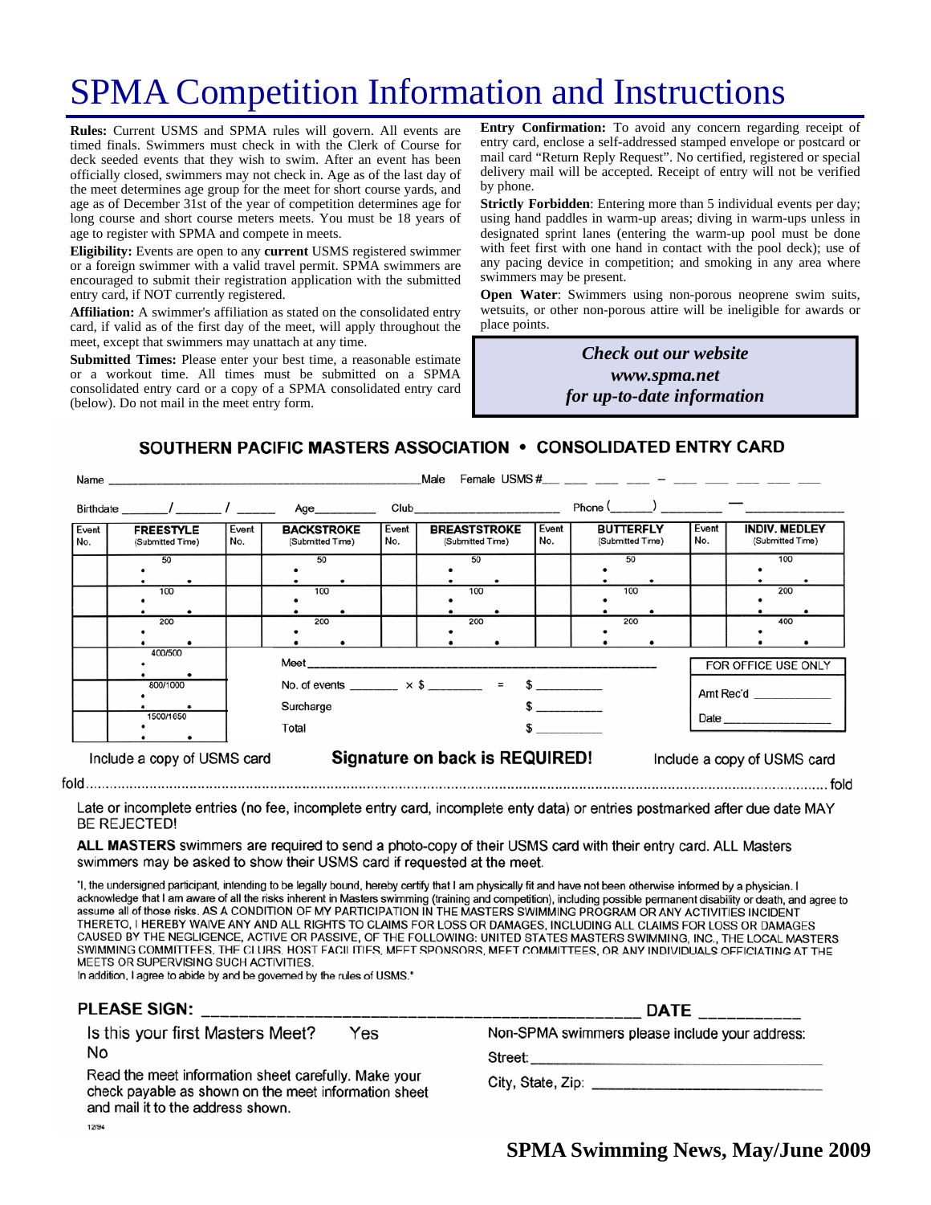# SPMA Competition Information and Instructions

**Rules:** Current USMS and SPMA rules will govern. All events are timed finals. Swimmers must check in with the Clerk of Course for deck seeded events that they wish to swim. After an event has been officially closed, swimmers may not check in. Age as of the last day of the meet determines age group for the meet for short course yards, and age as of December 31st of the year of competition determines age for long course and short course meters meets. You must be 18 years of age to register with SPMA and compete in meets.

**Eligibility:** Events are open to any **current** USMS registered swimmer or a foreign swimmer with a valid travel permit. SPMA swimmers are encouraged to submit their registration application with the submitted entry card, if NOT currently registered.

**Affiliation:** A swimmer's affiliation as stated on the consolidated entry card, if valid as of the first day of the meet, will apply throughout the meet, except that swimmers may unattach at any time.

**Submitted Times:** Please enter your best time, a reasonable estimate or a workout time. All times must be submitted on a SPMA consolidated entry card or a copy of a SPMA consolidated entry card (below). Do not mail in the meet entry form.

**Entry Confirmation:** To avoid any concern regarding receipt of entry card, enclose a self-addressed stamped envelope or postcard or mail card "Return Reply Request". No certified, registered or special delivery mail will be accepted. Receipt of entry will not be verified by phone.

**Strictly Forbidden**: Entering more than 5 individual events per day; using hand paddles in warm-up areas; diving in warm-ups unless in designated sprint lanes (entering the warm-up pool must be done with feet first with one hand in contact with the pool deck); use of any pacing device in competition; and smoking in any area where swimmers may be present.

**Open Water**: Swimmers using non-porous neoprene swim suits, wetsuits, or other non-porous attire will be ineligible for awards or place points.

***Check out our website***
***www.spma.net***
***for up-to-date information***

## SOUTHERN PACIFIC MASTERS ASSOCIATION • CONSOLIDATED ENTRY CARD

Name ______________________________ Male Female USMS #___ ___ ___ ___ – ___ ___ ___ ___ ___

Birthdate _______/_______/______ Age_________ Club______________________ Phone (______) _________ — ______________

| Event No. | FREESTYLE (Submitted Time) | Event No. | BACKSTROKE (Submitted Time) | Event No. | BREASTSTROKE (Submitted Time) | Event No. | BUTTERFLY (Submitted Time) | Event No. | INDIV. MEDLEY (Submitted Time) |
|---|---|---|---|---|---|---|---|---|---|
| | 50 | | 50 | | 50 | | 50 | | 100 |
| | 100 | | 100 | | 100 | | 100 | | 200 |
| | 200 | | 200 | | 200 | | 200 | | 400 |
| | 400/500 | | | | | | | | |
| | 800/1000 | | | | | | | | |
| | 1500/1650 | | | | | | | | |

Meet ______________________________________________

No. of events _______ × $ ________ = $ _________

Surcharge $ _________

Total $ _________

FOR OFFICE USE ONLY

Amt Rec'd ____________

Date ________________

Include a copy of USMS card **Signature on back is REQUIRED!** Include a copy of USMS card

fold ........................................................................................................ fold

Late or incomplete entries (no fee, incomplete entry card, incomplete enty data) or entries postmarked after due date MAY BE REJECTED!

**ALL MASTERS** swimmers are required to send a photo-copy of their USMS card with their entry card. ALL Masters swimmers may be asked to show their USMS card if requested at the meet.

"I, the undersigned participant, intending to be legally bound, hereby certify that I am physically fit and have not been otherwise informed by a physician. I acknowledge that I am aware of all the risks inherent in Masters swimming (training and competition), including possible permanent disability or death, and agree to assume all of those risks. AS A CONDITION OF MY PARTICIPATION IN THE MASTERS SWIMMING PROGRAM OR ANY ACTIVITIES INCIDENT THERETO, I HEREBY WAIVE ANY AND ALL RIGHTS TO CLAIMS FOR LOSS OR DAMAGES, INCLUDING ALL CLAIMS FOR LOSS OR DAMAGES CAUSED BY THE NEGLIGENCE, ACTIVE OR PASSIVE, OF THE FOLLOWING: UNITED STATES MASTERS SWIMMING, INC., THE LOCAL MASTERS SWIMMING COMMITTEES, THE CLUBS, HOST FACILITIES, MEET SPONSORS, MEET COMMITTEES, OR ANY INDIVIDUALS OFFICIATING AT THE MEETS OR SUPERVISING SUCH ACTIVITIES.
In addition, I agree to abide by and be governed by the rules of USMS."

**PLEASE SIGN:** ______________________________________ **DATE** ___________

Is this your first Masters Meet? Yes No

Read the meet information sheet carefully. Make your check payable as shown on the meet information sheet and mail it to the address shown.

Non-SPMA swimmers please include your address:

Street: ______________________________

City, State, Zip: ______________________

12/94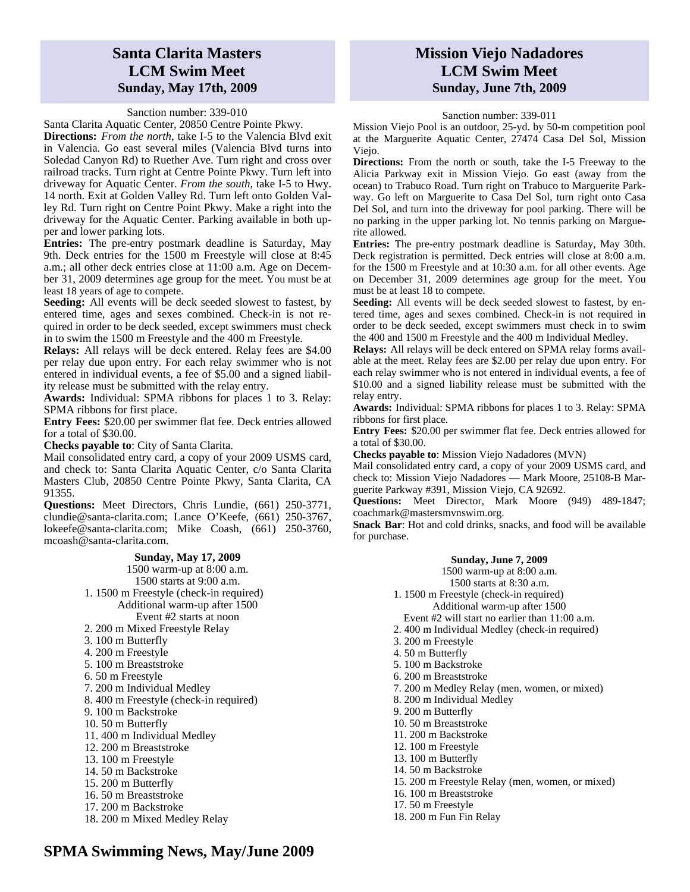## Santa Clarita Masters LCM Swim Meet
### Sunday, May 17th, 2009

Sanction number: 339-010

Santa Clarita Aquatic Center, 20850 Centre Pointe Pkwy.

**Directions:** *From the north*, take I-5 to the Valencia Blvd exit in Valencia. Go east several miles (Valencia Blvd turns into Soledad Canyon Rd) to Ruether Ave. Turn right and cross over railroad tracks. Turn right at Centre Pointe Pkwy. Turn left into driveway for Aquatic Center. *From the south*, take I-5 to Hwy. 14 north. Exit at Golden Valley Rd. Turn left onto Golden Valley Rd. Turn right on Centre Point Pkwy. Make a right into the driveway for the Aquatic Center. Parking available in both upper and lower parking lots.

**Entries:** The pre-entry postmark deadline is Saturday, May 9th. Deck entries for the 1500 m Freestyle will close at 8:45 a.m.; all other deck entries close at 11:00 a.m. Age on December 31, 2009 determines age group for the meet. You must be at least 18 years of age to compete.

**Seeding:** All events will be deck seeded slowest to fastest, by entered time, ages and sexes combined. Check-in is not required in order to be deck seeded, except swimmers must check in to swim the 1500 m Freestyle and the 400 m Freestyle.

**Relays:** All relays will be deck entered. Relay fees are $4.00 per relay due upon entry. For each relay swimmer who is not entered in individual events, a fee of $5.00 and a signed liability release must be submitted with the relay entry.

**Awards:** Individual: SPMA ribbons for places 1 to 3. Relay: SPMA ribbons for first place.

**Entry Fees:** $20.00 per swimmer flat fee. Deck entries allowed for a total of $30.00.

**Checks payable to**: City of Santa Clarita.

Mail consolidated entry card, a copy of your 2009 USMS card, and check to: Santa Clarita Aquatic Center, c/o Santa Clarita Masters Club, 20850 Centre Pointe Pkwy, Santa Clarita, CA 91355.

**Questions:** Meet Directors, Chris Lundie, (661) 250-3771, clundie@santa-clarita.com; Lance O'Keefe, (661) 250-3767, lokeefe@santa-clarita.com; Mike Coash, (661) 250-3760, mcoash@santa-clarita.com.

**Sunday, May 17, 2009**

1500 warm-up at 8:00 a.m.
1500 starts at 9:00 a.m.

1. 1500 m Freestyle (check-in required)

Additional warm-up after 1500
Event #2 starts at noon

2. 200 m Mixed Freestyle Relay
3. 100 m Butterfly
4. 200 m Freestyle
5. 100 m Breaststroke
6. 50 m Freestyle
7. 200 m Individual Medley
8. 400 m Freestyle (check-in required)
9. 100 m Backstroke
10. 50 m Butterfly
11. 400 m Individual Medley
12. 200 m Breaststroke
13. 100 m Freestyle
14. 50 m Backstroke
15. 200 m Butterfly
16. 50 m Breaststroke
17. 200 m Backstroke
18. 200 m Mixed Medley Relay

## Mission Viejo Nadadores LCM Swim Meet
### Sunday, June 7th, 2009

Sanction number: 339-011

Mission Viejo Pool is an outdoor, 25-yd. by 50-m competition pool at the Marguerite Aquatic Center, 27474 Casa Del Sol, Mission Viejo.

**Directions:** From the north or south, take the I-5 Freeway to the Alicia Parkway exit in Mission Viejo. Go east (away from the ocean) to Trabuco Road. Turn right on Trabuco to Marguerite Parkway. Go left on Marguerite to Casa Del Sol, turn right onto Casa Del Sol, and turn into the driveway for pool parking. There will be no parking in the upper parking lot. No tennis parking on Marguerite allowed.

**Entries:** The pre-entry postmark deadline is Saturday, May 30th. Deck registration is permitted. Deck entries will close at 8:00 a.m. for the 1500 m Freestyle and at 10:30 a.m. for all other events. Age on December 31, 2009 determines age group for the meet. You must be at least 18 to compete.

**Seeding:** All events will be deck seeded slowest to fastest, by entered time, ages and sexes combined. Check-in is not required in order to be deck seeded, except swimmers must check in to swim the 400 and 1500 m Freestyle and the 400 m Individual Medley.

**Relays:** All relays will be deck entered on SPMA relay forms available at the meet. Relay fees are $2.00 per relay due upon entry. For each relay swimmer who is not entered in individual events, a fee of $10.00 and a signed liability release must be submitted with the relay entry.

**Awards:** Individual: SPMA ribbons for places 1 to 3. Relay: SPMA ribbons for first place.

**Entry Fees:** $20.00 per swimmer flat fee. Deck entries allowed for a total of $30.00.

**Checks payable to**: Mission Viejo Nadadores (MVN)

Mail consolidated entry card, a copy of your 2009 USMS card, and check to: Mission Viejo Nadadores — Mark Moore, 25108-B Marguerite Parkway #391, Mission Viejo, CA 92692.

**Questions:** Meet Director, Mark Moore (949) 489-1847; coachmark@mastersmvnswim.org.

**Snack Bar**: Hot and cold drinks, snacks, and food will be available for purchase.

**Sunday, June 7, 2009**

1500 warm-up at 8:00 a.m.
1500 starts at 8:30 a.m.

1. 1500 m Freestyle (check-in required)

Additional warm-up after 1500
Event #2 will start no earlier than 11:00 a.m.

2. 400 m Individual Medley (check-in required)
3. 200 m Freestyle
4. 50 m Butterfly
5. 100 m Backstroke
6. 200 m Breaststroke
7. 200 m Medley Relay (men, women, or mixed)
8. 200 m Individual Medley
9. 200 m Butterfly
10. 50 m Breaststroke
11. 200 m Backstroke
12. 100 m Freestyle
13. 100 m Butterfly
14. 50 m Backstroke
15. 200 m Freestyle Relay (men, women, or mixed)
16. 100 m Breaststroke
17. 50 m Freestyle
18. 200 m Fun Fin Relay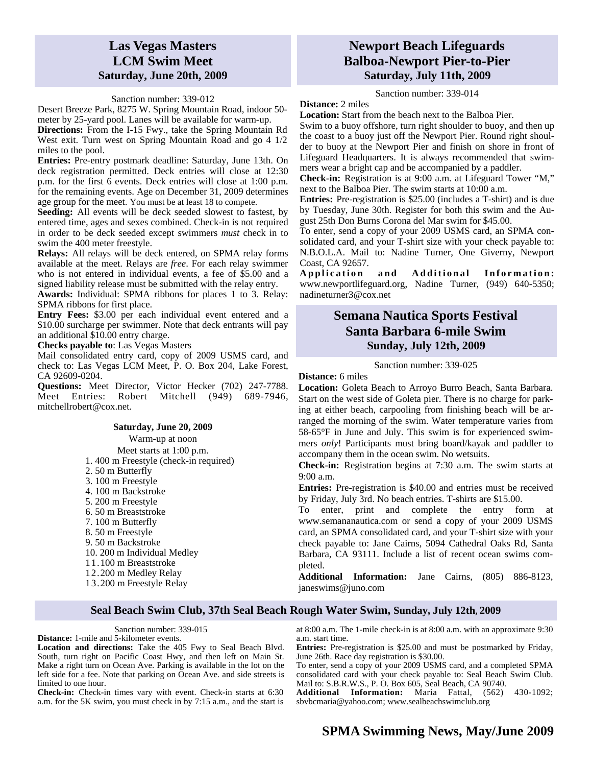## Las Vegas Masters LCM Swim Meet
### Saturday, June 20th, 2009

Sanction number: 339-012

Desert Breeze Park, 8275 W. Spring Mountain Road, indoor 50-meter by 25-yard pool. Lanes will be available for warm-up.

**Directions:** From the I-15 Fwy., take the Spring Mountain Rd West exit. Turn west on Spring Mountain Road and go 4 1/2 miles to the pool.

**Entries:** Pre-entry postmark deadline: Saturday, June 13th. On deck registration permitted. Deck entries will close at 12:30 p.m. for the first 6 events. Deck entries will close at 1:00 p.m. for the remaining events. Age on December 31, 2009 determines age group for the meet. You must be at least 18 to compete.

**Seeding:** All events will be deck seeded slowest to fastest, by entered time, ages and sexes combined. Check-in is not required in order to be deck seeded except swimmers *must* check in to swim the 400 meter freestyle.

**Relays:** All relays will be deck entered, on SPMA relay forms available at the meet. Relays are *free*. For each relay swimmer who is not entered in individual events, a fee of $5.00 and a signed liability release must be submitted with the relay entry.

**Awards:** Individual: SPMA ribbons for places 1 to 3. Relay: SPMA ribbons for first place.

**Entry Fees:** $3.00 per each individual event entered and a $10.00 surcharge per swimmer. Note that deck entrants will pay an additional $10.00 entry charge.

**Checks payable to**: Las Vegas Masters

Mail consolidated entry card, copy of 2009 USMS card, and check to: Las Vegas LCM Meet, P. O. Box 204, Lake Forest, CA 92609-0204.

**Questions:** Meet Director, Victor Hecker (702) 247-7788. Meet Entries: Robert Mitchell (949) 689-7946, mitchellrobert@cox.net.

**Saturday, June 20, 2009**

Warm-up at noon

Meet starts at 1:00 p.m.

1. 400 m Freestyle (check-in required)
2. 50 m Butterfly
3. 100 m Freestyle
4. 100 m Backstroke
5. 200 m Freestyle
6. 50 m Breaststroke
7. 100 m Butterfly
8. 50 m Freestyle
9. 50 m Backstroke
10. 200 m Individual Medley
11. 100 m Breaststroke
12. 200 m Medley Relay
13. 200 m Freestyle Relay

## Newport Beach Lifeguards Balboa-Newport Pier-to-Pier
### Saturday, July 11th, 2009

Sanction number: 339-014

**Distance:** 2 miles

**Location:** Start from the beach next to the Balboa Pier.

Swim to a buoy offshore, turn right shoulder to buoy, and then up the coast to a buoy just off the Newport Pier. Round right shoulder to buoy at the Newport Pier and finish on shore in front of Lifeguard Headquarters. It is always recommended that swimmers wear a bright cap and be accompanied by a paddler.

**Check-in:** Registration is at 9:00 a.m. at Lifeguard Tower "M," next to the Balboa Pier. The swim starts at 10:00 a.m.

**Entries:** Pre-registration is $25.00 (includes a T-shirt) and is due by Tuesday, June 30th. Register for both this swim and the August 25th Don Burns Corona del Mar swim for $45.00.

To enter, send a copy of your 2009 USMS card, an SPMA consolidated card, and your T-shirt size with your check payable to: N.B.O.L.A. Mail to: Nadine Turner, One Giverny, Newport Coast, CA 92657.

**Application and Additional Information:** www.newportlifeguard.org, Nadine Turner, (949) 640-5350; nadineturner3@cox.net

## Semana Nautica Sports Festival Santa Barbara 6-mile Swim
### Sunday, July 12th, 2009

Sanction number: 339-025

**Distance:** 6 miles

**Location:** Goleta Beach to Arroyo Burro Beach, Santa Barbara. Start on the west side of Goleta pier. There is no charge for parking at either beach, carpooling from finishing beach will be arranged the morning of the swim. Water temperature varies from 58-65°F in June and July. This swim is for experienced swimmers *only*! Participants must bring board/kayak and paddler to accompany them in the ocean swim. No wetsuits.

**Check-in:** Registration begins at 7:30 a.m. The swim starts at 9:00 a.m.

**Entries:** Pre-registration is $40.00 and entries must be received by Friday, July 3rd. No beach entries. T-shirts are $15.00.

To enter, print and complete the entry form at www.semananautica.com or send a copy of your 2009 USMS card, an SPMA consolidated card, and your T-shirt size with your check payable to: Jane Cairns, 5094 Cathedral Oaks Rd, Santa Barbara, CA 93111. Include a list of recent ocean swims completed.

**Additional Information:** Jane Cairns, (805) 886-8123, janeswims@juno.com

## Seal Beach Swim Club, 37th Seal Beach Rough Water Swim, Sunday, July 12th, 2009

Sanction number: 339-015

**Distance:** 1-mile and 5-kilometer events.

**Location and directions:** Take the 405 Fwy to Seal Beach Blvd. South, turn right on Pacific Coast Hwy, and then left on Main St. Make a right turn on Ocean Ave. Parking is available in the lot on the left side for a fee. Note that parking on Ocean Ave. and side streets is limited to one hour.

**Check-in:** Check-in times vary with event. Check-in starts at 6:30 a.m. for the 5K swim, you must check in by 7:15 a.m., and the start is at 8:00 a.m. The 1-mile check-in is at 8:00 a.m. with an approximate 9:30 a.m. start time.

**Entries:** Pre-registration is $25.00 and must be postmarked by Friday, June 26th. Race day registration is $30.00.

To enter, send a copy of your 2009 USMS card, and a completed SPMA consolidated card with your check payable to: Seal Beach Swim Club. Mail to: S.B.R.W.S., P. O. Box 605, Seal Beach, CA 90740.

**Additional Information:** Maria Fattal, (562) 430-1092; sbvbcmaria@yahoo.com; www.sealbeachswimclub.org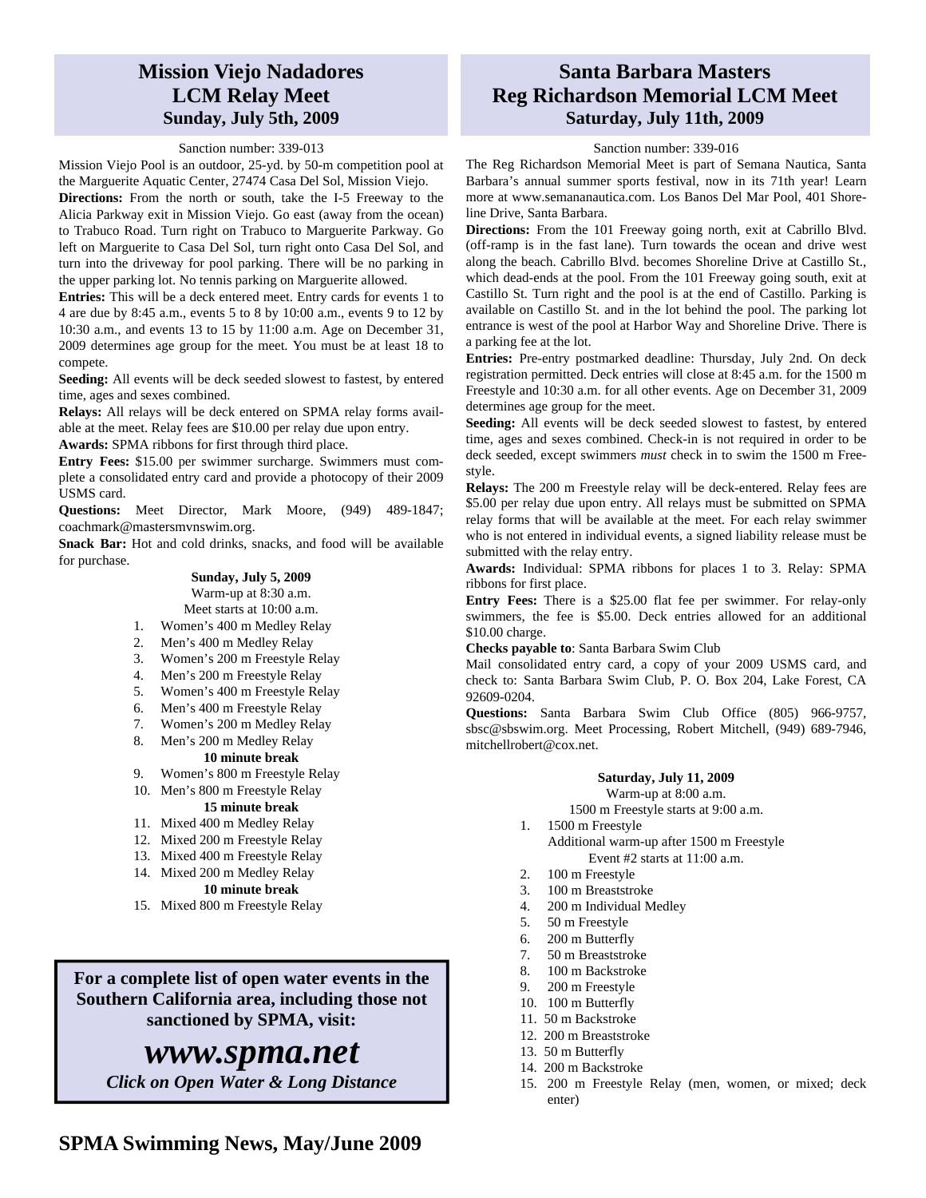## Mission Viejo Nadadores LCM Relay Meet
### Sunday, July 5th, 2009

Sanction number: 339-013

Mission Viejo Pool is an outdoor, 25-yd. by 50-m competition pool at the Marguerite Aquatic Center, 27474 Casa Del Sol, Mission Viejo.

**Directions:** From the north or south, take the I-5 Freeway to the Alicia Parkway exit in Mission Viejo. Go east (away from the ocean) to Trabuco Road. Turn right on Trabuco to Marguerite Parkway. Go left on Marguerite to Casa Del Sol, turn right onto Casa Del Sol, and turn into the driveway for pool parking. There will be no parking in the upper parking lot. No tennis parking on Marguerite allowed.

**Entries:** This will be a deck entered meet. Entry cards for events 1 to 4 are due by 8:45 a.m., events 5 to 8 by 10:00 a.m., events 9 to 12 by 10:30 a.m., and events 13 to 15 by 11:00 a.m. Age on December 31, 2009 determines age group for the meet. You must be at least 18 to compete.

**Seeding:** All events will be deck seeded slowest to fastest, by entered time, ages and sexes combined.

**Relays:** All relays will be deck entered on SPMA relay forms available at the meet. Relay fees are $10.00 per relay due upon entry.

**Awards:** SPMA ribbons for first through third place.

**Entry Fees:** $15.00 per swimmer surcharge. Swimmers must complete a consolidated entry card and provide a photocopy of their 2009 USMS card.

**Questions:** Meet Director, Mark Moore, (949) 489-1847; coachmark@mastersmvnswim.org.

**Snack Bar:** Hot and cold drinks, snacks, and food will be available for purchase.

**Sunday, July 5, 2009**
Warm-up at 8:30 a.m.
Meet starts at 10:00 a.m.

1. Women's 400 m Medley Relay
2. Men's 400 m Medley Relay
3. Women's 200 m Freestyle Relay
4. Men's 200 m Freestyle Relay
5. Women's 400 m Freestyle Relay
6. Men's 400 m Freestyle Relay
7. Women's 200 m Medley Relay
8. Men's 200 m Medley Relay

**10 minute break**

9. Women's 800 m Freestyle Relay
10. Men's 800 m Freestyle Relay

**15 minute break**

11. Mixed 400 m Medley Relay
12. Mixed 200 m Freestyle Relay
13. Mixed 400 m Freestyle Relay
14. Mixed 200 m Medley Relay

**10 minute break**

15. Mixed 800 m Freestyle Relay

**For a complete list of open water events in the Southern California area, including those not sanctioned by SPMA, visit:**

***www.spma.net***

***Click on Open Water & Long Distance***

## Santa Barbara Masters Reg Richardson Memorial LCM Meet
### Saturday, July 11th, 2009

Sanction number: 339-016

The Reg Richardson Memorial Meet is part of Semana Nautica, Santa Barbara's annual summer sports festival, now in its 71th year! Learn more at www.semananautica.com. Los Banos Del Mar Pool, 401 Shoreline Drive, Santa Barbara.

**Directions:** From the 101 Freeway going north, exit at Cabrillo Blvd. (off-ramp is in the fast lane). Turn towards the ocean and drive west along the beach. Cabrillo Blvd. becomes Shoreline Drive at Castillo St., which dead-ends at the pool. From the 101 Freeway going south, exit at Castillo St. Turn right and the pool is at the end of Castillo. Parking is available on Castillo St. and in the lot behind the pool. The parking lot entrance is west of the pool at Harbor Way and Shoreline Drive. There is a parking fee at the lot.

**Entries:** Pre-entry postmarked deadline: Thursday, July 2nd. On deck registration permitted. Deck entries will close at 8:45 a.m. for the 1500 m Freestyle and 10:30 a.m. for all other events. Age on December 31, 2009 determines age group for the meet.

**Seeding:** All events will be deck seeded slowest to fastest, by entered time, ages and sexes combined. Check-in is not required in order to be deck seeded, except swimmers *must* check in to swim the 1500 m Freestyle.

**Relays:** The 200 m Freestyle relay will be deck-entered. Relay fees are $5.00 per relay due upon entry. All relays must be submitted on SPMA relay forms that will be available at the meet. For each relay swimmer who is not entered in individual events, a signed liability release must be submitted with the relay entry.

**Awards:** Individual: SPMA ribbons for places 1 to 3. Relay: SPMA ribbons for first place.

**Entry Fees:** There is a $25.00 flat fee per swimmer. For relay-only swimmers, the fee is $5.00. Deck entries allowed for an additional $10.00 charge.

**Checks payable to**: Santa Barbara Swim Club

Mail consolidated entry card, a copy of your 2009 USMS card, and check to: Santa Barbara Swim Club, P. O. Box 204, Lake Forest, CA 92609-0204.

**Questions:** Santa Barbara Swim Club Office (805) 966-9757, sbsc@sbswim.org. Meet Processing, Robert Mitchell, (949) 689-7946, mitchellrobert@cox.net.

**Saturday, July 11, 2009**
Warm-up at 8:00 a.m.
1500 m Freestyle starts at 9:00 a.m.

1. 1500 m Freestyle
   Additional warm-up after 1500 m Freestyle
   Event #2 starts at 11:00 a.m.
2. 100 m Freestyle
3. 100 m Breaststroke
4. 200 m Individual Medley
5. 50 m Freestyle
6. 200 m Butterfly
7. 50 m Breaststroke
8. 100 m Backstroke
9. 200 m Freestyle
10. 100 m Butterfly
11. 50 m Backstroke
12. 200 m Breaststroke
13. 50 m Butterfly
14. 200 m Backstroke
15. 200 m Freestyle Relay (men, women, or mixed; deck enter)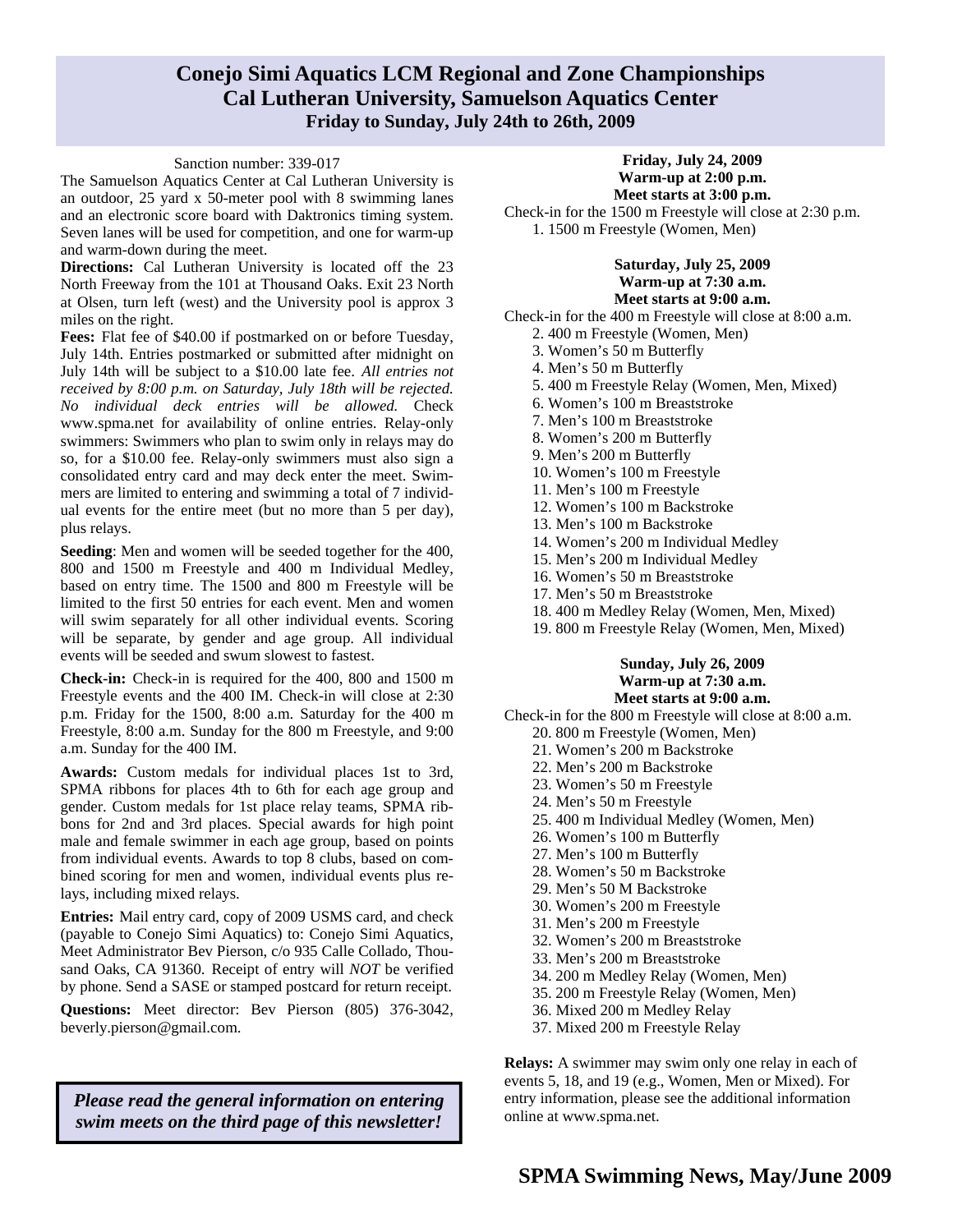# Conejo Simi Aquatics LCM Regional and Zone Championships
## Cal Lutheran University, Samuelson Aquatics Center
### Friday to Sunday, July 24th to 26th, 2009

Sanction number: 339-017

The Samuelson Aquatics Center at Cal Lutheran University is an outdoor, 25 yard x 50-meter pool with 8 swimming lanes and an electronic score board with Daktronics timing system. Seven lanes will be used for competition, and one for warm-up and warm-down during the meet.

**Directions:** Cal Lutheran University is located off the 23 North Freeway from the 101 at Thousand Oaks. Exit 23 North at Olsen, turn left (west) and the University pool is approx 3 miles on the right.

**Fees:** Flat fee of $40.00 if postmarked on or before Tuesday, July 14th. Entries postmarked or submitted after midnight on July 14th will be subject to a $10.00 late fee. *All entries not received by 8:00 p.m. on Saturday, July 18th will be rejected. No individual deck entries will be allowed.* Check www.spma.net for availability of online entries. Relay-only swimmers: Swimmers who plan to swim only in relays may do so, for a $10.00 fee. Relay-only swimmers must also sign a consolidated entry card and may deck enter the meet. Swimmers are limited to entering and swimming a total of 7 individual events for the entire meet (but no more than 5 per day), plus relays.

**Seeding**: Men and women will be seeded together for the 400, 800 and 1500 m Freestyle and 400 m Individual Medley, based on entry time. The 1500 and 800 m Freestyle will be limited to the first 50 entries for each event. Men and women will swim separately for all other individual events. Scoring will be separate, by gender and age group. All individual events will be seeded and swum slowest to fastest.

**Check-in:** Check-in is required for the 400, 800 and 1500 m Freestyle events and the 400 IM. Check-in will close at 2:30 p.m. Friday for the 1500, 8:00 a.m. Saturday for the 400 m Freestyle, 8:00 a.m. Sunday for the 800 m Freestyle, and 9:00 a.m. Sunday for the 400 IM.

**Awards:** Custom medals for individual places 1st to 3rd, SPMA ribbons for places 4th to 6th for each age group and gender. Custom medals for 1st place relay teams, SPMA ribbons for 2nd and 3rd places. Special awards for high point male and female swimmer in each age group, based on points from individual events. Awards to top 8 clubs, based on combined scoring for men and women, individual events plus relays, including mixed relays.

**Entries:** Mail entry card, copy of 2009 USMS card, and check (payable to Conejo Simi Aquatics) to: Conejo Simi Aquatics, Meet Administrator Bev Pierson, c/o 935 Calle Collado, Thousand Oaks, CA 91360. Receipt of entry will *NOT* be verified by phone. Send a SASE or stamped postcard for return receipt.

**Questions:** Meet director: Bev Pierson (805) 376-3042, beverly.pierson@gmail.com.

***Please read the general information on entering swim meets on the third page of this newsletter!***

**Friday, July 24, 2009**
**Warm-up at 2:00 p.m.**
**Meet starts at 3:00 p.m.**

Check-in for the 1500 m Freestyle will close at 2:30 p.m.

1. 1500 m Freestyle (Women, Men)

**Saturday, July 25, 2009**
**Warm-up at 7:30 a.m.**
**Meet starts at 9:00 a.m.**

Check-in for the 400 m Freestyle will close at 8:00 a.m.

2. 400 m Freestyle (Women, Men)
3. Women's 50 m Butterfly
4. Men's 50 m Butterfly
5. 400 m Freestyle Relay (Women, Men, Mixed)
6. Women's 100 m Breaststroke
7. Men's 100 m Breaststroke
8. Women's 200 m Butterfly
9. Men's 200 m Butterfly
10. Women's 100 m Freestyle
11. Men's 100 m Freestyle
12. Women's 100 m Backstroke
13. Men's 100 m Backstroke
14. Women's 200 m Individual Medley
15. Men's 200 m Individual Medley
16. Women's 50 m Breaststroke
17. Men's 50 m Breaststroke
18. 400 m Medley Relay (Women, Men, Mixed)
19. 800 m Freestyle Relay (Women, Men, Mixed)

**Sunday, July 26, 2009**
**Warm-up at 7:30 a.m.**
**Meet starts at 9:00 a.m.**

Check-in for the 800 m Freestyle will close at 8:00 a.m.

20. 800 m Freestyle (Women, Men)
21. Women's 200 m Backstroke
22. Men's 200 m Backstroke
23. Women's 50 m Freestyle
24. Men's 50 m Freestyle
25. 400 m Individual Medley (Women, Men)
26. Women's 100 m Butterfly
27. Men's 100 m Butterfly
28. Women's 50 m Backstroke
29. Men's 50 M Backstroke
30. Women's 200 m Freestyle
31. Men's 200 m Freestyle
32. Women's 200 m Breaststroke
33. Men's 200 m Breaststroke
34. 200 m Medley Relay (Women, Men)
35. 200 m Freestyle Relay (Women, Men)
36. Mixed 200 m Medley Relay
37. Mixed 200 m Freestyle Relay

**Relays:** A swimmer may swim only one relay in each of events 5, 18, and 19 (e.g., Women, Men or Mixed). For entry information, please see the additional information online at www.spma.net.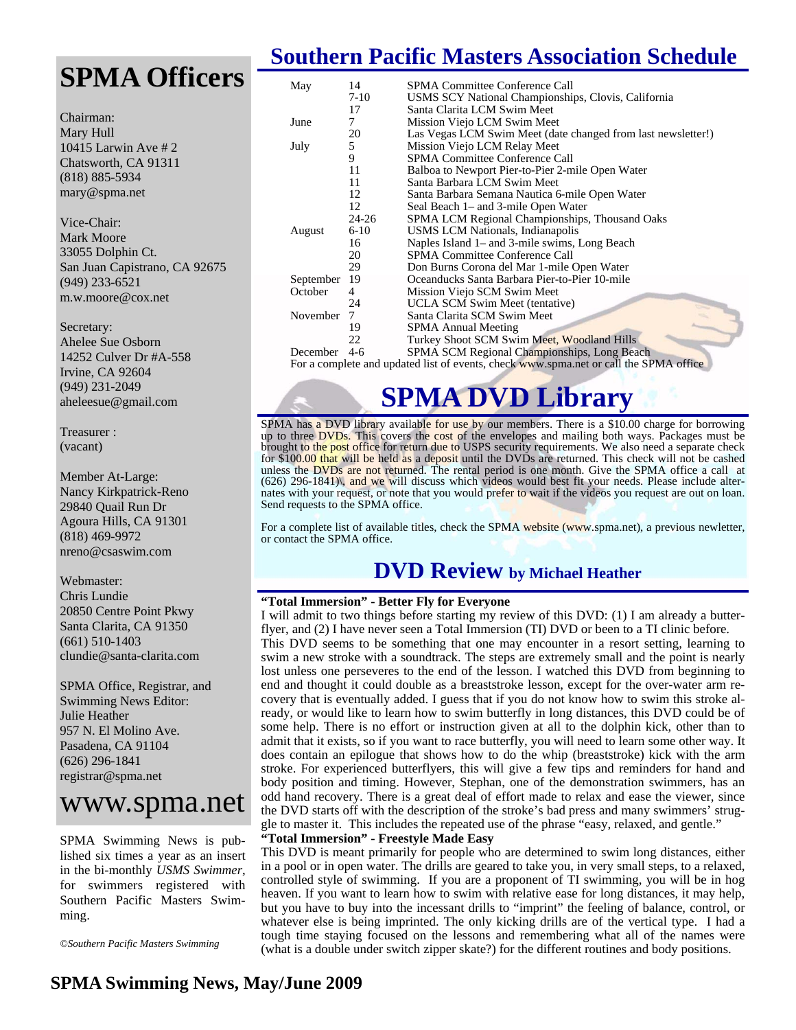# SPMA Officers

Chairman:
Mary Hull
10415 Larwin Ave # 2
Chatsworth, CA 91311
(818) 885-5934
mary@spma.net

Vice-Chair:
Mark Moore
33055 Dolphin Ct.
San Juan Capistrano, CA 92675
(949) 233-6521
m.w.moore@cox.net

Secretary:
Ahelee Sue Osborn
14252 Culver Dr #A-558
Irvine, CA 92604
(949) 231-2049
aheleesue@gmail.com

Treasurer :
(vacant)

Member At-Large:
Nancy Kirkpatrick-Reno
29840 Quail Run Dr
Agoura Hills, CA 91301
(818) 469-9972
nreno@csaswim.com

Webmaster:
Chris Lundie
20850 Centre Point Pkwy
Santa Clarita, CA 91350
(661) 510-1403
clundie@santa-clarita.com

SPMA Office, Registrar, and Swimming News Editor:
Julie Heather
957 N. El Molino Ave.
Pasadena, CA 91104
(626) 296-1841
registrar@spma.net

# www.spma.net

SPMA Swimming News is published six times a year as an insert in the bi-monthly *USMS Swimmer*, for swimmers registered with Southern Pacific Masters Swimming.

*©Southern Pacific Masters Swimming*

# Southern Pacific Masters Association Schedule

| | | |
|---|---|---|
| May | 14 | SPMA Committee Conference Call |
| | 7-10 | USMS SCY National Championships, Clovis, California |
| | 17 | Santa Clarita LCM Swim Meet |
| June | 7 | Mission Viejo LCM Swim Meet |
| | 20 | Las Vegas LCM Swim Meet (date changed from last newsletter!) |
| July | 5 | Mission Viejo LCM Relay Meet |
| | 9 | SPMA Committee Conference Call |
| | 11 | Balboa to Newport Pier-to-Pier 2-mile Open Water |
| | 11 | Santa Barbara LCM Swim Meet |
| | 12 | Santa Barbara Semana Nautica 6-mile Open Water |
| | 12 | Seal Beach 1– and 3-mile Open Water |
| | 24-26 | SPMA LCM Regional Championships, Thousand Oaks |
| August | 6-10 | USMS LCM Nationals, Indianapolis |
| | 16 | Naples Island 1– and 3-mile swims, Long Beach |
| | 20 | SPMA Committee Conference Call |
| | 29 | Don Burns Corona del Mar 1-mile Open Water |
| September | 19 | Oceanducks Santa Barbara Pier-to-Pier 10-mile |
| October | 4 | Mission Viejo SCM Swim Meet |
| | 24 | UCLA SCM Swim Meet (tentative) |
| November | 7 | Santa Clarita SCM Swim Meet |
| | 19 | SPMA Annual Meeting |
| | 22 | Turkey Shoot SCM Swim Meet, Woodland Hills |
| December | 4-6 | SPMA SCM Regional Championships, Long Beach |

For a complete and updated list of events, check www.spma.net or call the SPMA office

# SPMA DVD Library

SPMA has a DVD library available for use by our members. There is a $10.00 charge for borrowing up to three DVDs. This covers the cost of the envelopes and mailing both ways. Packages must be brought to the post office for return due to USPS security requirements. We also need a separate check for $100.00 that will be held as a deposit until the DVDs are returned. This check will not be cashed unless the DVDs are not returned. The rental period is one month. Give the SPMA office a call at (626) 296-1841), and we will discuss which videos would best fit your needs. Please include alternates with your request, or note that you would prefer to wait if the videos you request are out on loan. Send requests to the SPMA office.

For a complete list of available titles, check the SPMA website (www.spma.net), a previous newletter, or contact the SPMA office.

## DVD Review by Michael Heather

**"Total Immersion" - Better Fly for Everyone**

I will admit to two things before starting my review of this DVD: (1) I am already a butterflyer, and (2) I have never seen a Total Immersion (TI) DVD or been to a TI clinic before.

This DVD seems to be something that one may encounter in a resort setting, learning to swim a new stroke with a soundtrack. The steps are extremely small and the point is nearly lost unless one perseveres to the end of the lesson. I watched this DVD from beginning to end and thought it could double as a breaststroke lesson, except for the over-water arm recovery that is eventually added. I guess that if you do not know how to swim this stroke already, or would like to learn how to swim butterfly in long distances, this DVD could be of some help. There is no effort or instruction given at all to the dolphin kick, other than to admit that it exists, so if you want to race butterfly, you will need to learn some other way. It does contain an epilogue that shows how to do the whip (breaststroke) kick with the arm stroke. For experienced butterflyers, this will give a few tips and reminders for hand and body position and timing. However, Stephan, one of the demonstration swimmers, has an odd hand recovery. There is a great deal of effort made to relax and ease the viewer, since the DVD starts off with the description of the stroke's bad press and many swimmers' struggle to master it. This includes the repeated use of the phrase "easy, relaxed, and gentle."

**"Total Immersion" - Freestyle Made Easy**

This DVD is meant primarily for people who are determined to swim long distances, either in a pool or in open water. The drills are geared to take you, in very small steps, to a relaxed, controlled style of swimming. If you are a proponent of TI swimming, you will be in hog heaven. If you want to learn how to swim with relative ease for long distances, it may help, but you have to buy into the incessant drills to "imprint" the feeling of balance, control, or whatever else is being imprinted. The only kicking drills are of the vertical type. I had a tough time staying focused on the lessons and remembering what all of the names were (what is a double under switch zipper skate?) for the different routines and body positions.

**SPMA Swimming News, May/June 2009**